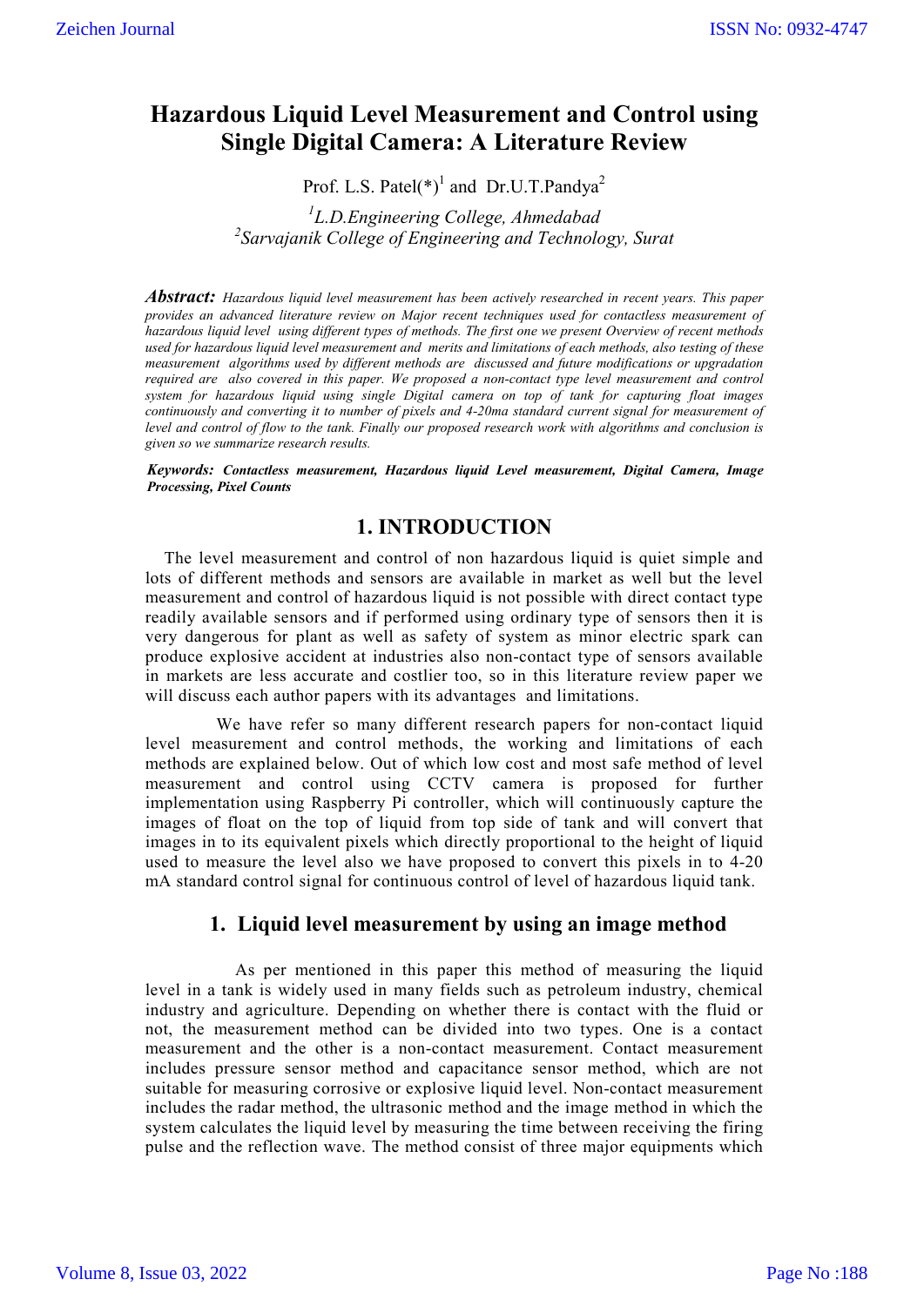# Hazardous Liquid Level Measurement and Control using Single Digital Camera: A Literature Review

Prof. L.S. Patel(*)[1] and Dr.U.T.Pandya[2]

[1]*L.D.Engineering College, Ahmedabad*
[2]*Sarvajanik College of Engineering and Technology, Surat*

***Abstract:*** *Hazardous liquid level measurement has been actively researched in recent years. This paper provides an advanced literature review on Major recent techniques used for contactless measurement of hazardous liquid level using different types of methods. The first one we present Overview of recent methods used for hazardous liquid level measurement and merits and limitations of each methods, also testing of these measurement algorithms used by different methods are discussed and future modifications or upgradation required are also covered in this paper. We proposed a non-contact type level measurement and control system for hazardous liquid using single Digital camera on top of tank for capturing float images continuously and converting it to number of pixels and 4-20ma standard current signal for measurement of level and control of flow to the tank. Finally our proposed research work with algorithms and conclusion is given so we summarize research results.*

***Keywords: Contactless measurement, Hazardous liquid Level measurement, Digital Camera, Image Processing, Pixel Counts***

## 1. INTRODUCTION

The level measurement and control of non hazardous liquid is quiet simple and lots of different methods and sensors are available in market as well but the level measurement and control of hazardous liquid is not possible with direct contact type readily available sensors and if performed using ordinary type of sensors then it is very dangerous for plant as well as safety of system as minor electric spark can produce explosive accident at industries also non-contact type of sensors available in markets are less accurate and costlier too, so in this literature review paper we will discuss each author papers with its advantages and limitations.

We have refer so many different research papers for non-contact liquid level measurement and control methods, the working and limitations of each methods are explained below. Out of which low cost and most safe method of level measurement and control using CCTV camera is proposed for further implementation using Raspberry Pi controller, which will continuously capture the images of float on the top of liquid from top side of tank and will convert that images in to its equivalent pixels which directly proportional to the height of liquid used to measure the level also we have proposed to convert this pixels in to 4-20 mA standard control signal for continuous control of level of hazardous liquid tank.

## 1. Liquid level measurement by using an image method

As per mentioned in this paper this method of measuring the liquid level in a tank is widely used in many fields such as petroleum industry, chemical industry and agriculture. Depending on whether there is contact with the fluid or not, the measurement method can be divided into two types. One is a contact measurement and the other is a non-contact measurement. Contact measurement includes pressure sensor method and capacitance sensor method, which are not suitable for measuring corrosive or explosive liquid level. Non-contact measurement includes the radar method, the ultrasonic method and the image method in which the system calculates the liquid level by measuring the time between receiving the firing pulse and the reflection wave. The method consist of three major equipments which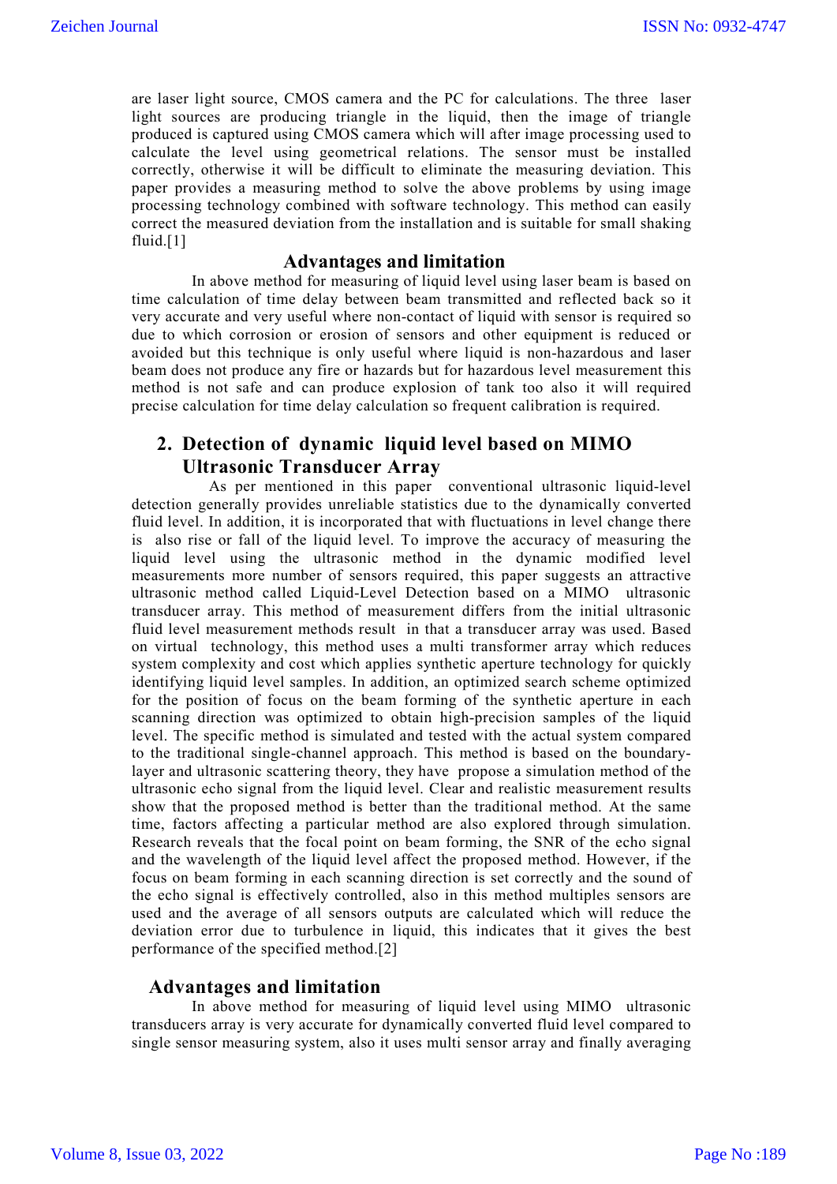are laser light source, CMOS camera and the PC for calculations. The three laser light sources are producing triangle in the liquid, then the image of triangle produced is captured using CMOS camera which will after image processing used to calculate the level using geometrical relations. The sensor must be installed correctly, otherwise it will be difficult to eliminate the measuring deviation. This paper provides a measuring method to solve the above problems by using image processing technology combined with software technology. This method can easily correct the measured deviation from the installation and is suitable for small shaking fluid.[1]

### Advantages and limitation

In above method for measuring of liquid level using laser beam is based on time calculation of time delay between beam transmitted and reflected back so it very accurate and very useful where non-contact of liquid with sensor is required so due to which corrosion or erosion of sensors and other equipment is reduced or avoided but this technique is only useful where liquid is non-hazardous and laser beam does not produce any fire or hazards but for hazardous level measurement this method is not safe and can produce explosion of tank too also it will required precise calculation for time delay calculation so frequent calibration is required.

## 2. Detection of dynamic liquid level based on MIMO Ultrasonic Transducer Array

As per mentioned in this paper conventional ultrasonic liquid-level detection generally provides unreliable statistics due to the dynamically converted fluid level. In addition, it is incorporated that with fluctuations in level change there is also rise or fall of the liquid level. To improve the accuracy of measuring the liquid level using the ultrasonic method in the dynamic modified level measurements more number of sensors required, this paper suggests an attractive ultrasonic method called Liquid-Level Detection based on a MIMO ultrasonic transducer array. This method of measurement differs from the initial ultrasonic fluid level measurement methods result in that a transducer array was used. Based on virtual technology, this method uses a multi transformer array which reduces system complexity and cost which applies synthetic aperture technology for quickly identifying liquid level samples. In addition, an optimized search scheme optimized for the position of focus on the beam forming of the synthetic aperture in each scanning direction was optimized to obtain high-precision samples of the liquid level. The specific method is simulated and tested with the actual system compared to the traditional single-channel approach. This method is based on the boundary-layer and ultrasonic scattering theory, they have propose a simulation method of the ultrasonic echo signal from the liquid level. Clear and realistic measurement results show that the proposed method is better than the traditional method. At the same time, factors affecting a particular method are also explored through simulation. Research reveals that the focal point on beam forming, the SNR of the echo signal and the wavelength of the liquid level affect the proposed method. However, if the focus on beam forming in each scanning direction is set correctly and the sound of the echo signal is effectively controlled, also in this method multiples sensors are used and the average of all sensors outputs are calculated which will reduce the deviation error due to turbulence in liquid, this indicates that it gives the best performance of the specified method.[2]

### Advantages and limitation

In above method for measuring of liquid level using MIMO ultrasonic transducers array is very accurate for dynamically converted fluid level compared to single sensor measuring system, also it uses multi sensor array and finally averaging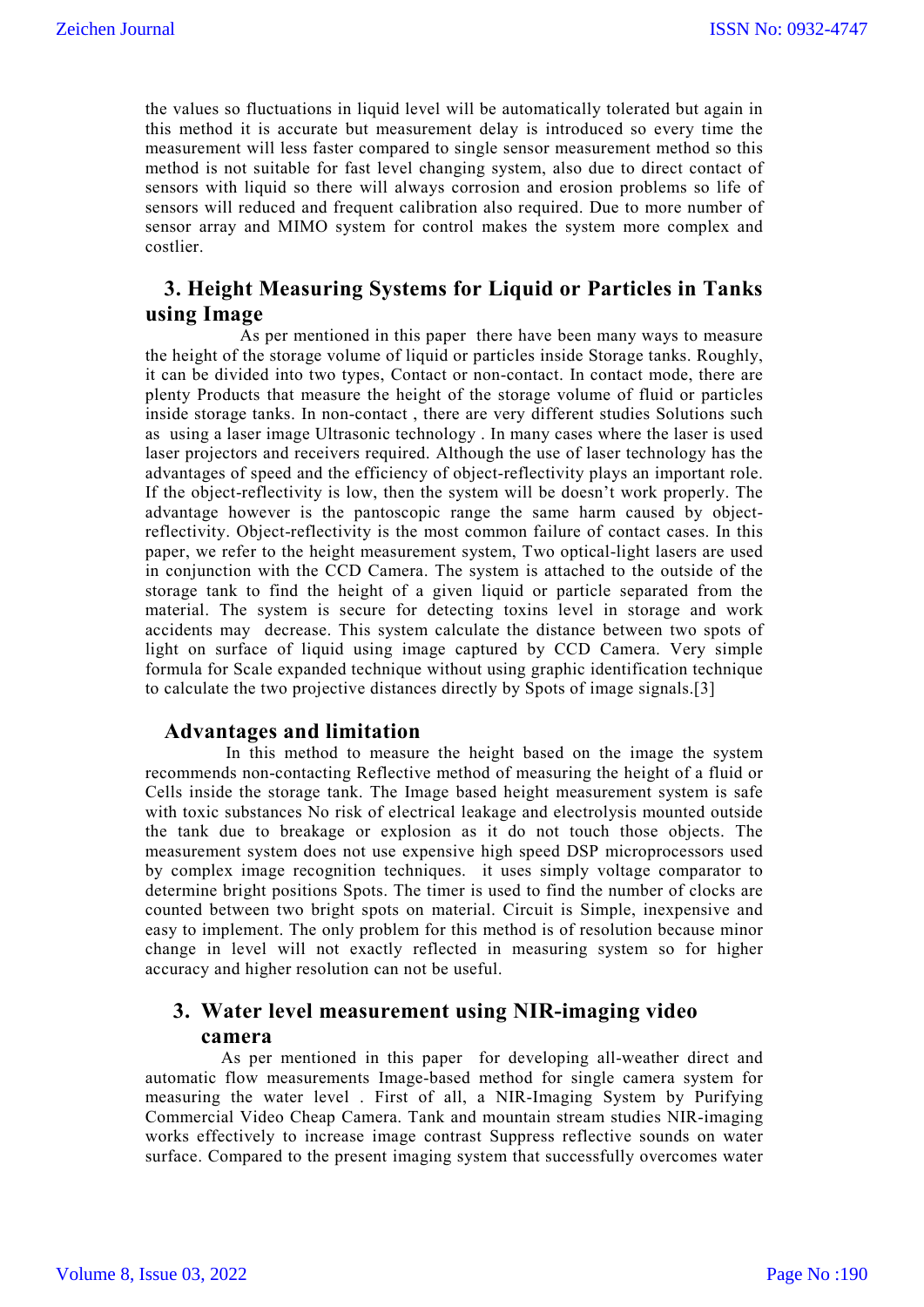the values so fluctuations in liquid level will be automatically tolerated but again in this method it is accurate but measurement delay is introduced so every time the measurement will less faster compared to single sensor measurement method so this method is not suitable for fast level changing system, also due to direct contact of sensors with liquid so there will always corrosion and erosion problems so life of sensors will reduced and frequent calibration also required. Due to more number of sensor array and MIMO system for control makes the system more complex and costlier.

## 3. Height Measuring Systems for Liquid or Particles in Tanks using Image

As per mentioned in this paper there have been many ways to measure the height of the storage volume of liquid or particles inside Storage tanks. Roughly, it can be divided into two types, Contact or non-contact. In contact mode, there are plenty Products that measure the height of the storage volume of fluid or particles inside storage tanks. In non-contact , there are very different studies Solutions such as using a laser image Ultrasonic technology . In many cases where the laser is used laser projectors and receivers required. Although the use of laser technology has the advantages of speed and the efficiency of object-reflectivity plays an important role. If the object-reflectivity is low, then the system will be doesn't work properly. The advantage however is the pantoscopic range the same harm caused by object-reflectivity. Object-reflectivity is the most common failure of contact cases. In this paper, we refer to the height measurement system, Two optical-light lasers are used in conjunction with the CCD Camera. The system is attached to the outside of the storage tank to find the height of a given liquid or particle separated from the material. The system is secure for detecting toxins level in storage and work accidents may decrease. This system calculate the distance between two spots of light on surface of liquid using image captured by CCD Camera. Very simple formula for Scale expanded technique without using graphic identification technique to calculate the two projective distances directly by Spots of image signals.[3]

### Advantages and limitation

In this method to measure the height based on the image the system recommends non-contacting Reflective method of measuring the height of a fluid or Cells inside the storage tank. The Image based height measurement system is safe with toxic substances No risk of electrical leakage and electrolysis mounted outside the tank due to breakage or explosion as it do not touch those objects. The measurement system does not use expensive high speed DSP microprocessors used by complex image recognition techniques. it uses simply voltage comparator to determine bright positions Spots. The timer is used to find the number of clocks are counted between two bright spots on material. Circuit is Simple, inexpensive and easy to implement. The only problem for this method is of resolution because minor change in level will not exactly reflected in measuring system so for higher accuracy and higher resolution can not be useful.

## 3. Water level measurement using NIR-imaging video camera

As per mentioned in this paper for developing all-weather direct and automatic flow measurements Image-based method for single camera system for measuring the water level . First of all, a NIR-Imaging System by Purifying Commercial Video Cheap Camera. Tank and mountain stream studies NIR-imaging works effectively to increase image contrast Suppress reflective sounds on water surface. Compared to the present imaging system that successfully overcomes water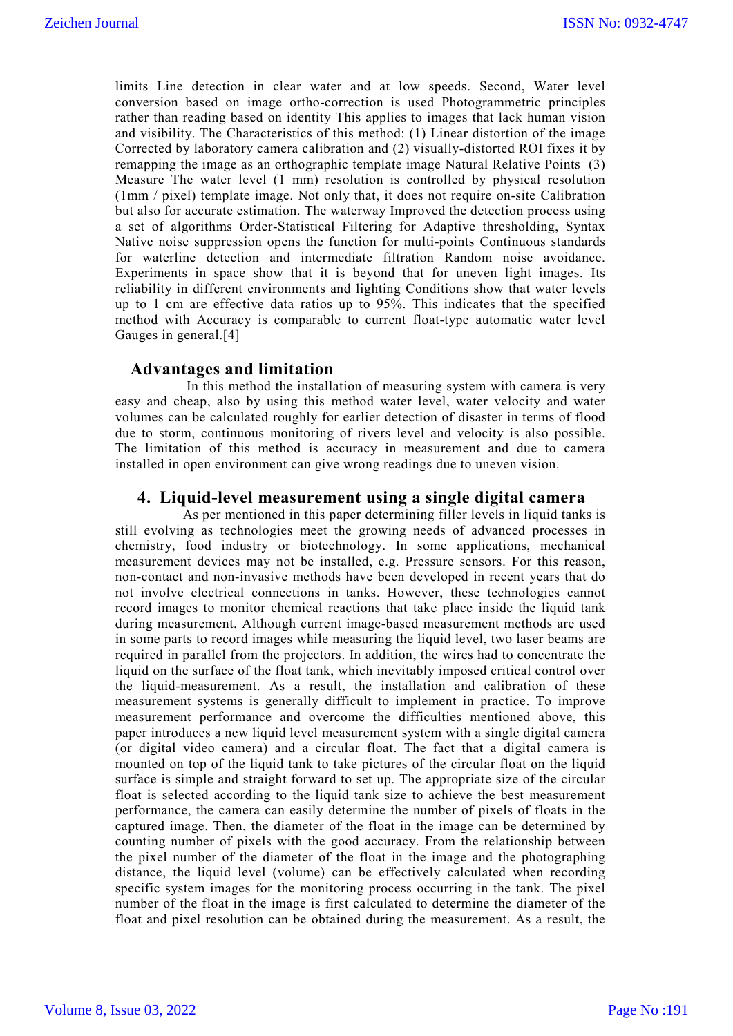limits Line detection in clear water and at low speeds. Second, Water level conversion based on image ortho-correction is used Photogrammetric principles rather than reading based on identity This applies to images that lack human vision and visibility. The Characteristics of this method: (1) Linear distortion of the image Corrected by laboratory camera calibration and (2) visually-distorted ROI fixes it by remapping the image as an orthographic template image Natural Relative Points (3) Measure The water level (1 mm) resolution is controlled by physical resolution (1mm / pixel) template image. Not only that, it does not require on-site Calibration but also for accurate estimation. The waterway Improved the detection process using a set of algorithms Order-Statistical Filtering for Adaptive thresholding, Syntax Native noise suppression opens the function for multi-points Continuous standards for waterline detection and intermediate filtration Random noise avoidance. Experiments in space show that it is beyond that for uneven light images. Its reliability in different environments and lighting Conditions show that water levels up to 1 cm are effective data ratios up to 95%. This indicates that the specified method with Accuracy is comparable to current float-type automatic water level Gauges in general.[4]

## Advantages and limitation

In this method the installation of measuring system with camera is very easy and cheap, also by using this method water level, water velocity and water volumes can be calculated roughly for earlier detection of disaster in terms of flood due to storm, continuous monitoring of rivers level and velocity is also possible. The limitation of this method is accuracy in measurement and due to camera installed in open environment can give wrong readings due to uneven vision.

## 4. Liquid-level measurement using a single digital camera

As per mentioned in this paper determining filler levels in liquid tanks is still evolving as technologies meet the growing needs of advanced processes in chemistry, food industry or biotechnology. In some applications, mechanical measurement devices may not be installed, e.g. Pressure sensors. For this reason, non-contact and non-invasive methods have been developed in recent years that do not involve electrical connections in tanks. However, these technologies cannot record images to monitor chemical reactions that take place inside the liquid tank during measurement. Although current image-based measurement methods are used in some parts to record images while measuring the liquid level, two laser beams are required in parallel from the projectors. In addition, the wires had to concentrate the liquid on the surface of the float tank, which inevitably imposed critical control over the liquid-measurement. As a result, the installation and calibration of these measurement systems is generally difficult to implement in practice. To improve measurement performance and overcome the difficulties mentioned above, this paper introduces a new liquid level measurement system with a single digital camera (or digital video camera) and a circular float. The fact that a digital camera is mounted on top of the liquid tank to take pictures of the circular float on the liquid surface is simple and straight forward to set up. The appropriate size of the circular float is selected according to the liquid tank size to achieve the best measurement performance, the camera can easily determine the number of pixels of floats in the captured image. Then, the diameter of the float in the image can be determined by counting number of pixels with the good accuracy. From the relationship between the pixel number of the diameter of the float in the image and the photographing distance, the liquid level (volume) can be effectively calculated when recording specific system images for the monitoring process occurring in the tank. The pixel number of the float in the image is first calculated to determine the diameter of the float and pixel resolution can be obtained during the measurement. As a result, the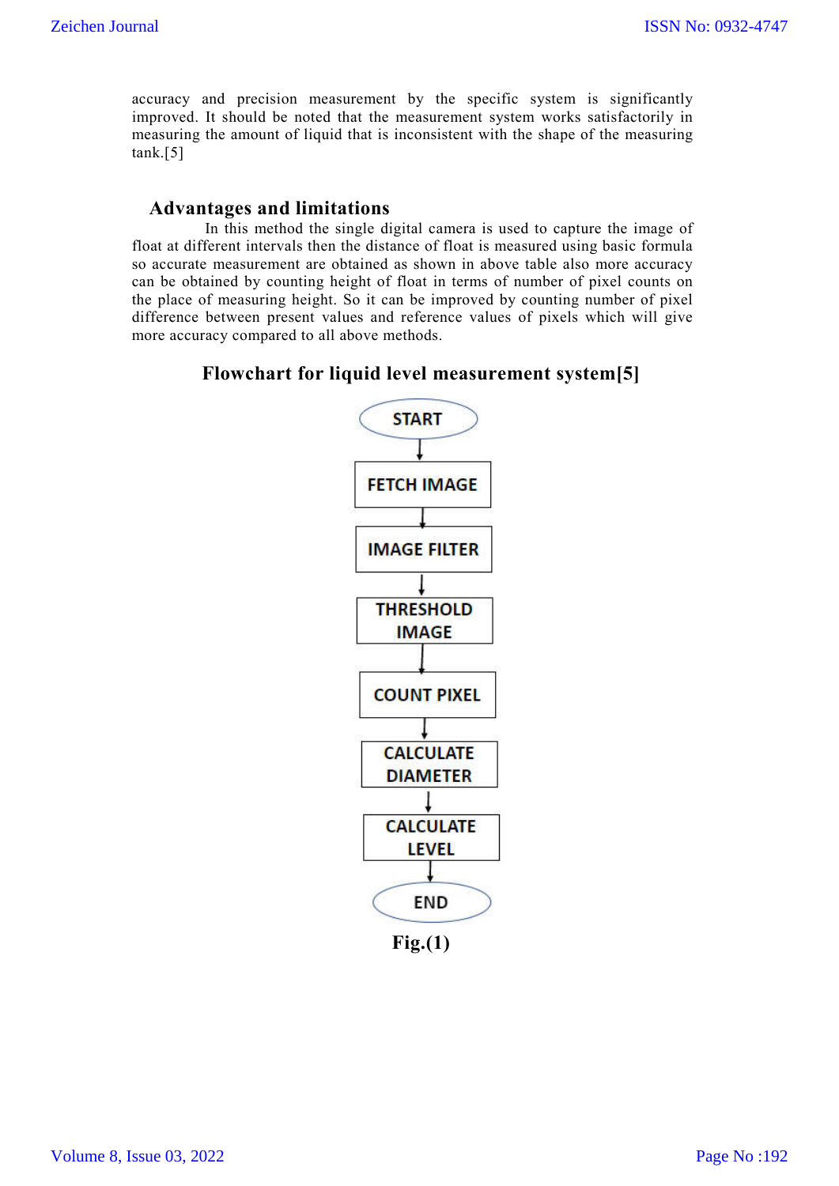accuracy and precision measurement by the specific system is significantly improved. It should be noted that the measurement system works satisfactorily in measuring the amount of liquid that is inconsistent with the shape of the measuring tank.[5]

## Advantages and limitations

In this method the single digital camera is used to capture the image of float at different intervals then the distance of float is measured using basic formula so accurate measurement are obtained as shown in above table also more accuracy can be obtained by counting height of float in terms of number of pixel counts on the place of measuring height. So it can be improved by counting number of pixel difference between present values and reference values of pixels which will give more accuracy compared to all above methods.

### Flowchart for liquid level measurement system[5]

START → FETCH IMAGE → IMAGE FILTER → THRESHOLD IMAGE → COUNT PIXEL → CALCULATE DIAMETER → CALCULATE LEVEL → END

**Fig.(1)**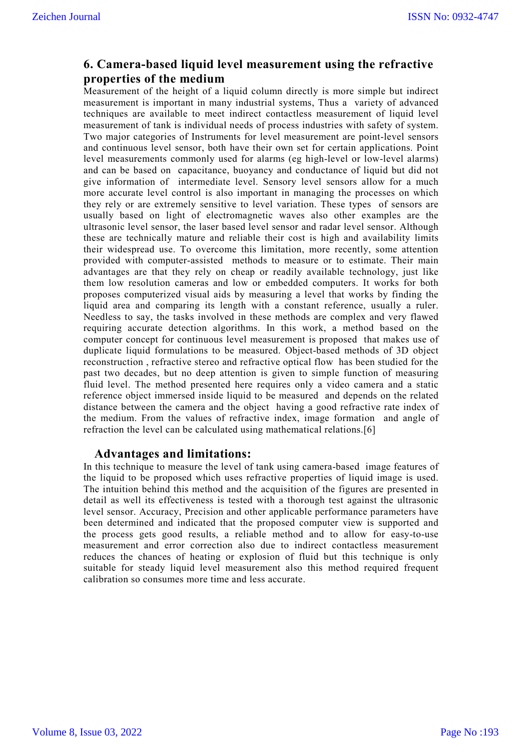## 6. Camera-based liquid level measurement using the refractive properties of the medium

Measurement of the height of a liquid column directly is more simple but indirect measurement is important in many industrial systems, Thus a variety of advanced techniques are available to meet indirect contactless measurement of liquid level measurement of tank is individual needs of process industries with safety of system. Two major categories of Instruments for level measurement are point-level sensors and continuous level sensor, both have their own set for certain applications. Point level measurements commonly used for alarms (eg high-level or low-level alarms) and can be based on capacitance, buoyancy and conductance of liquid but did not give information of intermediate level. Sensory level sensors allow for a much more accurate level control is also important in managing the processes on which they rely or are extremely sensitive to level variation. These types of sensors are usually based on light of electromagnetic waves also other examples are the ultrasonic level sensor, the laser based level sensor and radar level sensor. Although these are technically mature and reliable their cost is high and availability limits their widespread use. To overcome this limitation, more recently, some attention provided with computer-assisted methods to measure or to estimate. Their main advantages are that they rely on cheap or readily available technology, just like them low resolution cameras and low or embedded computers. It works for both proposes computerized visual aids by measuring a level that works by finding the liquid area and comparing its length with a constant reference, usually a ruler. Needless to say, the tasks involved in these methods are complex and very flawed requiring accurate detection algorithms. In this work, a method based on the computer concept for continuous level measurement is proposed that makes use of duplicate liquid formulations to be measured. Object-based methods of 3D object reconstruction , refractive stereo and refractive optical flow has been studied for the past two decades, but no deep attention is given to simple function of measuring fluid level. The method presented here requires only a video camera and a static reference object immersed inside liquid to be measured and depends on the related distance between the camera and the object having a good refractive rate index of the medium. From the values of refractive index, image formation and angle of refraction the level can be calculated using mathematical relations.[6]

### Advantages and limitations:

In this technique to measure the level of tank using camera-based image features of the liquid to be proposed which uses refractive properties of liquid image is used. The intuition behind this method and the acquisition of the figures are presented in detail as well its effectiveness is tested with a thorough test against the ultrasonic level sensor. Accuracy, Precision and other applicable performance parameters have been determined and indicated that the proposed computer view is supported and the process gets good results, a reliable method and to allow for easy-to-use measurement and error correction also due to indirect contactless measurement reduces the chances of heating or explosion of fluid but this technique is only suitable for steady liquid level measurement also this method required frequent calibration so consumes more time and less accurate.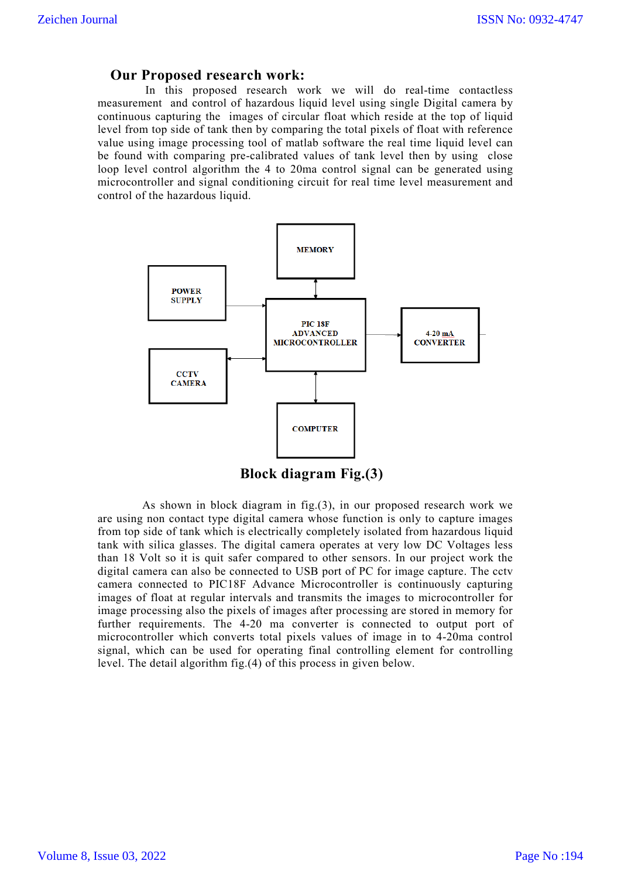## Our Proposed research work:

In this proposed research work we will do real-time contactless measurement and control of hazardous liquid level using single Digital camera by continuous capturing the images of circular float which reside at the top of liquid level from top side of tank then by comparing the total pixels of float with reference value using image processing tool of matlab software the real time liquid level can be found with comparing pre-calibrated values of tank level then by using close loop level control algorithm the 4 to 20ma control signal can be generated using microcontroller and signal conditioning circuit for real time level measurement and control of the hazardous liquid.

MEMORY

POWER SUPPLY

PIC 18F ADVANCED MICROCONTROLLER

4-20 mA CONVERTER

CCTV CAMERA

COMPUTER

**Block diagram Fig.(3)**

As shown in block diagram in fig.(3), in our proposed research work we are using non contact type digital camera whose function is only to capture images from top side of tank which is electrically completely isolated from hazardous liquid tank with silica glasses. The digital camera operates at very low DC Voltages less than 18 Volt so it is quit safer compared to other sensors. In our project work the digital camera can also be connected to USB port of PC for image capture. The cctv camera connected to PIC18F Advance Microcontroller is continuously capturing images of float at regular intervals and transmits the images to microcontroller for image processing also the pixels of images after processing are stored in memory for further requirements. The 4-20 ma converter is connected to output port of microcontroller which converts total pixels values of image in to 4-20ma control signal, which can be used for operating final controlling element for controlling level. The detail algorithm fig.(4) of this process in given below.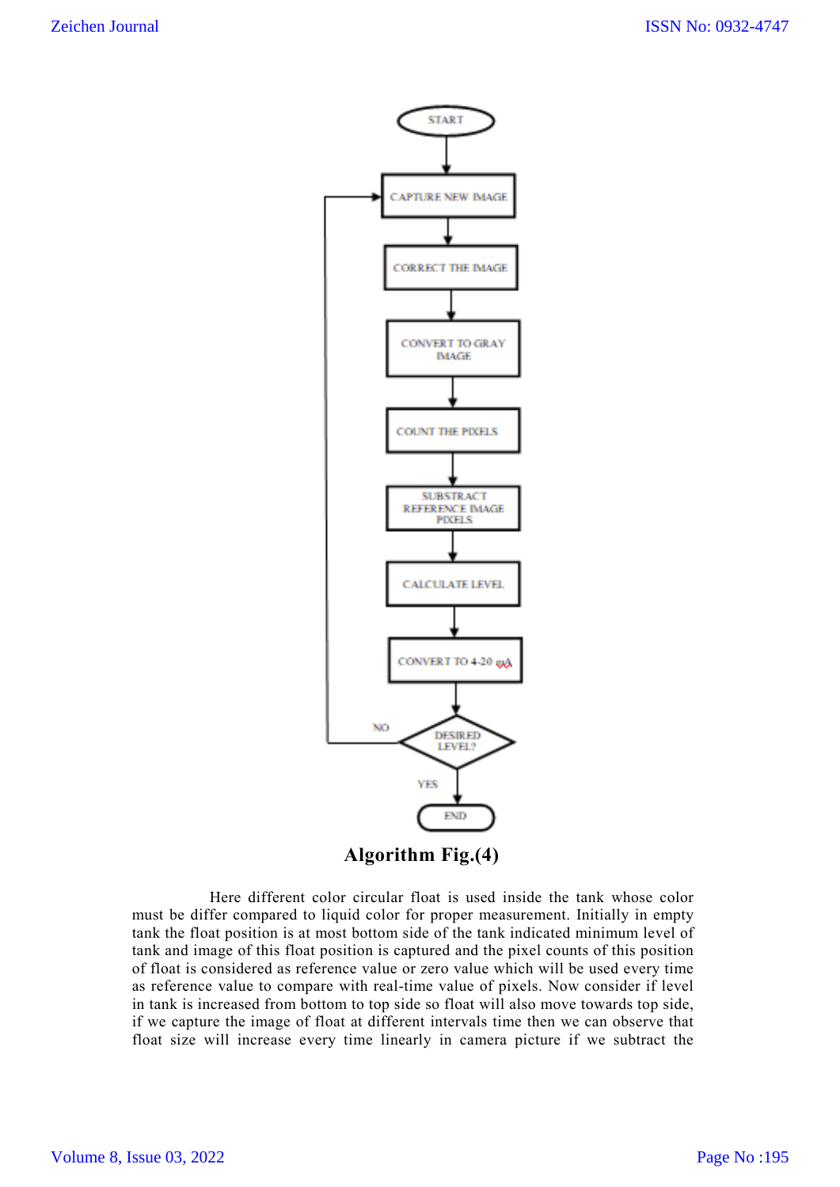```
START
  ↓
CAPTURE NEW IMAGE  ←──────────┐
  ↓                           │
CORRECT THE IMAGE             │
  ↓                           │
CONVERT TO GRAY IMAGE         │
  ↓                           │
COUNT THE PIXELS              │
  ↓                           │
SUBSTRACT REFERENCE IMAGE PIXELS
  ↓                           │
CALCULATE LEVEL               │
  ↓                           │
CONVERT TO 4-20 mA            │
  ↓                           │
DESIRED LEVEL? ── NO ─────────┘
  ↓ YES
END
```

**Algorithm Fig.(4)**

Here different color circular float is used inside the tank whose color must be differ compared to liquid color for proper measurement. Initially in empty tank the float position is at most bottom side of the tank indicated minimum level of tank and image of this float position is captured and the pixel counts of this position of float is considered as reference value or zero value which will be used every time as reference value to compare with real-time value of pixels. Now consider if level in tank is increased from bottom to top side so float will also move towards top side, if we capture the image of float at different intervals time then we can observe that float size will increase every time linearly in camera picture if we subtract the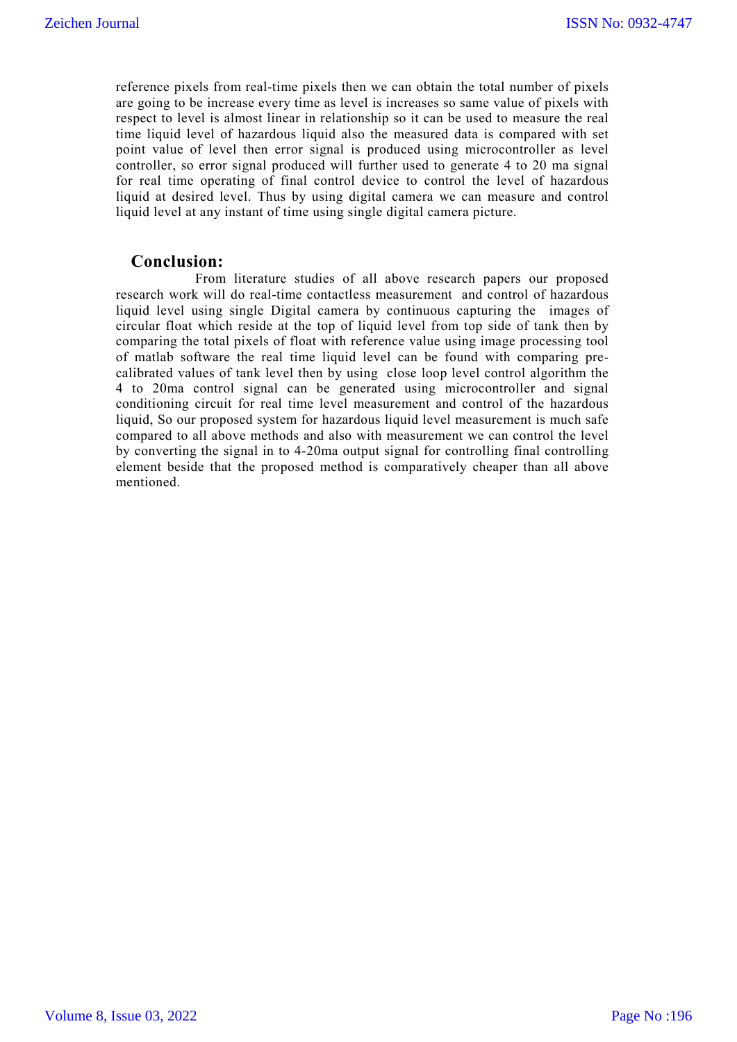reference pixels from real-time pixels then we can obtain the total number of pixels are going to be increase every time as level is increases so same value of pixels with respect to level is almost linear in relationship so it can be used to measure the real time liquid level of hazardous liquid also the measured data is compared with set point value of level then error signal is produced using microcontroller as level controller, so error signal produced will further used to generate 4 to 20 ma signal for real time operating of final control device to control the level of hazardous liquid at desired level. Thus by using digital camera we can measure and control liquid level at any instant of time using single digital camera picture.

## Conclusion:

From literature studies of all above research papers our proposed research work will do real-time contactless measurement and control of hazardous liquid level using single Digital camera by continuous capturing the images of circular float which reside at the top of liquid level from top side of tank then by comparing the total pixels of float with reference value using image processing tool of matlab software the real time liquid level can be found with comparing pre-calibrated values of tank level then by using close loop level control algorithm the 4 to 20ma control signal can be generated using microcontroller and signal conditioning circuit for real time level measurement and control of the hazardous liquid, So our proposed system for hazardous liquid level measurement is much safe compared to all above methods and also with measurement we can control the level by converting the signal in to 4-20ma output signal for controlling final controlling element beside that the proposed method is comparatively cheaper than all above mentioned.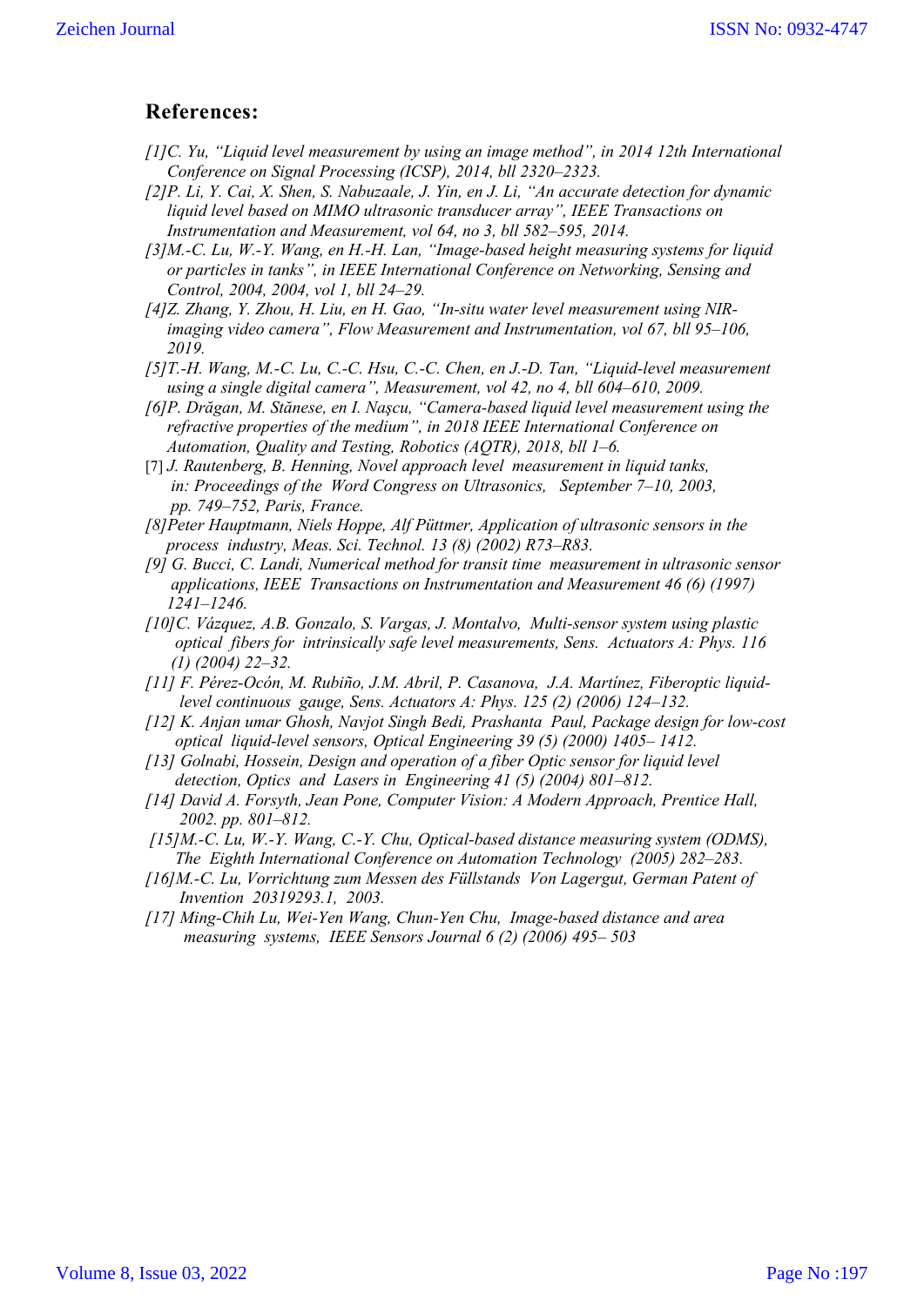## References:

*[1]C. Yu, "Liquid level measurement by using an image method", in 2014 12th International Conference on Signal Processing (ICSP), 2014, bll 2320–2323.*

*[2]P. Li, Y. Cai, X. Shen, S. Nabuzaale, J. Yin, en J. Li, "An accurate detection for dynamic liquid level based on MIMO ultrasonic transducer array", IEEE Transactions on Instrumentation and Measurement, vol 64, no 3, bll 582–595, 2014.*

*[3]M.-C. Lu, W.-Y. Wang, en H.-H. Lan, "Image-based height measuring systems for liquid or particles in tanks", in IEEE International Conference on Networking, Sensing and Control, 2004, 2004, vol 1, bll 24–29.*

*[4]Z. Zhang, Y. Zhou, H. Liu, en H. Gao, "In-situ water level measurement using NIR-imaging video camera", Flow Measurement and Instrumentation, vol 67, bll 95–106, 2019.*

*[5]T.-H. Wang, M.-C. Lu, C.-C. Hsu, C.-C. Chen, en J.-D. Tan, "Liquid-level measurement using a single digital camera", Measurement, vol 42, no 4, bll 604–610, 2009.*

*[6]P. Drăgan, M. Stănese, en I. Naşcu, "Camera-based liquid level measurement using the refractive properties of the medium", in 2018 IEEE International Conference on Automation, Quality and Testing, Robotics (AQTR), 2018, bll 1–6.*

[7] *J. Rautenberg, B. Henning, Novel approach level measurement in liquid tanks, in: Proceedings of the Word Congress on Ultrasonics, September 7–10, 2003, pp. 749–752, Paris, France.*

*[8]Peter Hauptmann, Niels Hoppe, Alf Püttmer, Application of ultrasonic sensors in the process industry, Meas. Sci. Technol. 13 (8) (2002) R73–R83.*

*[9] G. Bucci, C. Landi, Numerical method for transit time measurement in ultrasonic sensor applications, IEEE Transactions on Instrumentation and Measurement 46 (6) (1997) 1241–1246.*

*[10]C. Vázquez, A.B. Gonzalo, S. Vargas, J. Montalvo, Multi-sensor system using plastic optical fibers for intrinsically safe level measurements, Sens. Actuators A: Phys. 116 (1) (2004) 22–32.*

*[11] F. Pérez-Ocón, M. Rubiño, J.M. Abril, P. Casanova, J.A. Martínez, Fiberoptic liquid-level continuous gauge, Sens. Actuators A: Phys. 125 (2) (2006) 124–132.*

*[12] K. Anjan umar Ghosh, Navjot Singh Bedi, Prashanta Paul, Package design for low-cost optical liquid-level sensors, Optical Engineering 39 (5) (2000) 1405– 1412.*

*[13] Golnabi, Hossein, Design and operation of a fiber Optic sensor for liquid level detection, Optics and Lasers in Engineering 41 (5) (2004) 801–812.*

*[14] David A. Forsyth, Jean Pone, Computer Vision: A Modern Approach, Prentice Hall, 2002. pp. 801–812.*

*[15]M.-C. Lu, W.-Y. Wang, C.-Y. Chu, Optical-based distance measuring system (ODMS), The Eighth International Conference on Automation Technology (2005) 282–283.*

*[16]M.-C. Lu, Vorrichtung zum Messen des Füllstands Von Lagergut, German Patent of Invention 20319293.1, 2003.*

*[17] Ming-Chih Lu, Wei-Yen Wang, Chun-Yen Chu, Image-based distance and area measuring systems, IEEE Sensors Journal 6 (2) (2006) 495– 503*